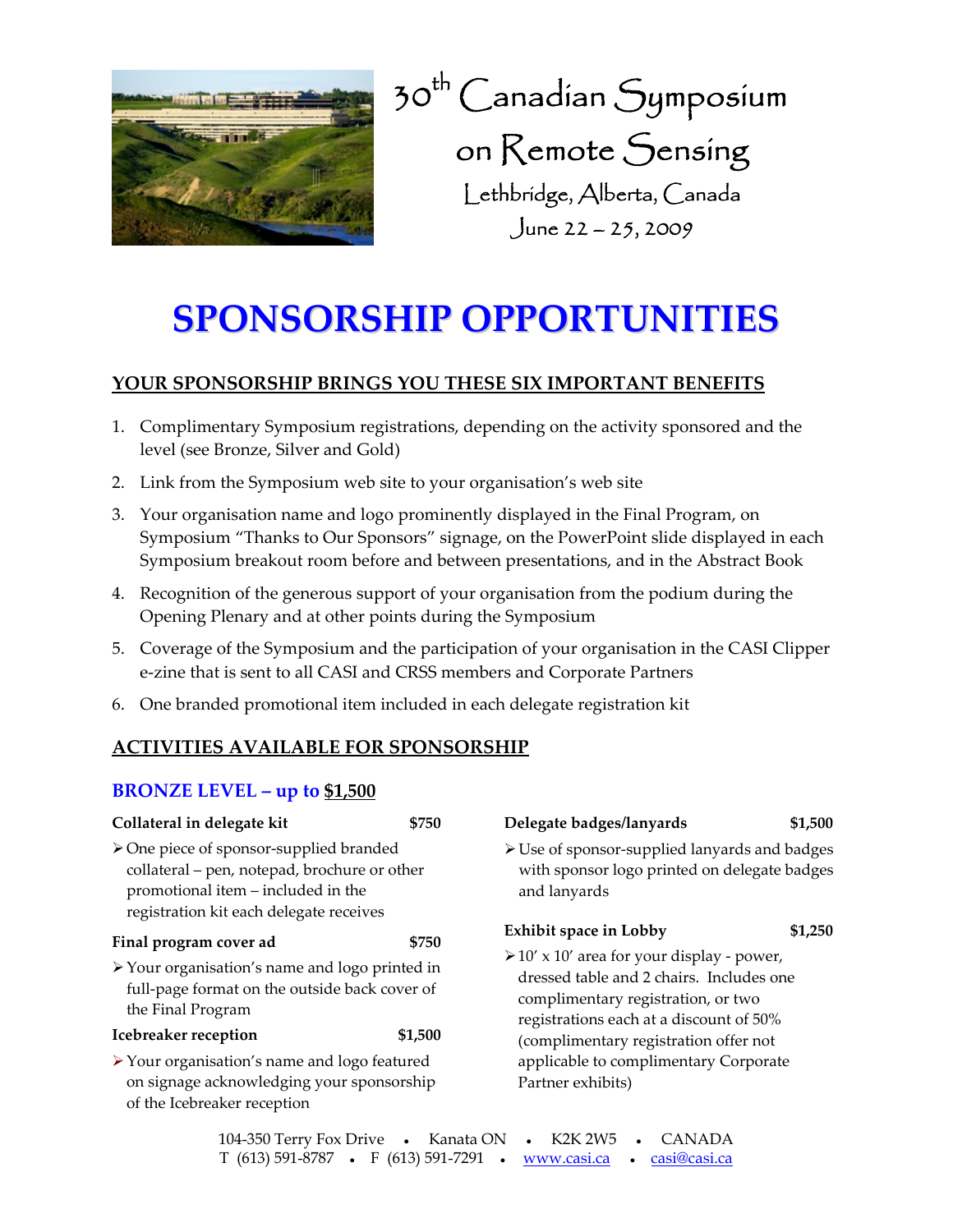# 30th Canadian Symposium on Remote Sensing

Lethbridge, Alberta, Canada

June 22 – 25, 2009

# SPONSORSHIP OPPORTUNITIES

## YOUR SPONSORSHIP BRINGS YOU THESE SIX IMPORTANT BENEFITS

1. Complimentary Symposium registrations, depending on the activity sponsored and the level (see Bronze, Silver and Gold)
2. Link from the Symposium web site to your organisation's web site
3. Your organisation name and logo prominently displayed in the Final Program, on Symposium "Thanks to Our Sponsors" signage, on the PowerPoint slide displayed in each Symposium breakout room before and between presentations, and in the Abstract Book
4. Recognition of the generous support of your organisation from the podium during the Opening Plenary and at other points during the Symposium
5. Coverage of the Symposium and the participation of your organisation in the CASI Clipper e-zine that is sent to all CASI and CRSS members and Corporate Partners
6. One branded promotional item included in each delegate registration kit

## ACTIVITIES AVAILABLE FOR SPONSORSHIP

### BRONZE LEVEL – up to $1,500

**Collateral in delegate kit** — **$750**

- One piece of sponsor-supplied branded collateral – pen, notepad, brochure or other promotional item – included in the registration kit each delegate receives

**Final program cover ad** — **$750**

- Your organisation's name and logo printed in full-page format on the outside back cover of the Final Program

**Icebreaker reception** — **$1,500**

- Your organisation's name and logo featured on signage acknowledging your sponsorship of the Icebreaker reception

**Delegate badges/lanyards** — **$1,500**

- Use of sponsor-supplied lanyards and badges with sponsor logo printed on delegate badges and lanyards

**Exhibit space in Lobby** — **$1,250**

- 10′ x 10′ area for your display - power, dressed table and 2 chairs. Includes one complimentary registration, or two registrations each at a discount of 50% (complimentary registration offer not applicable to complimentary Corporate Partner exhibits)

104-350 Terry Fox Drive • Kanata ON • K2K 2W5 • CANADA
T (613) 591-8787 • F (613) 591-7291 • www.casi.ca • casi@casi.ca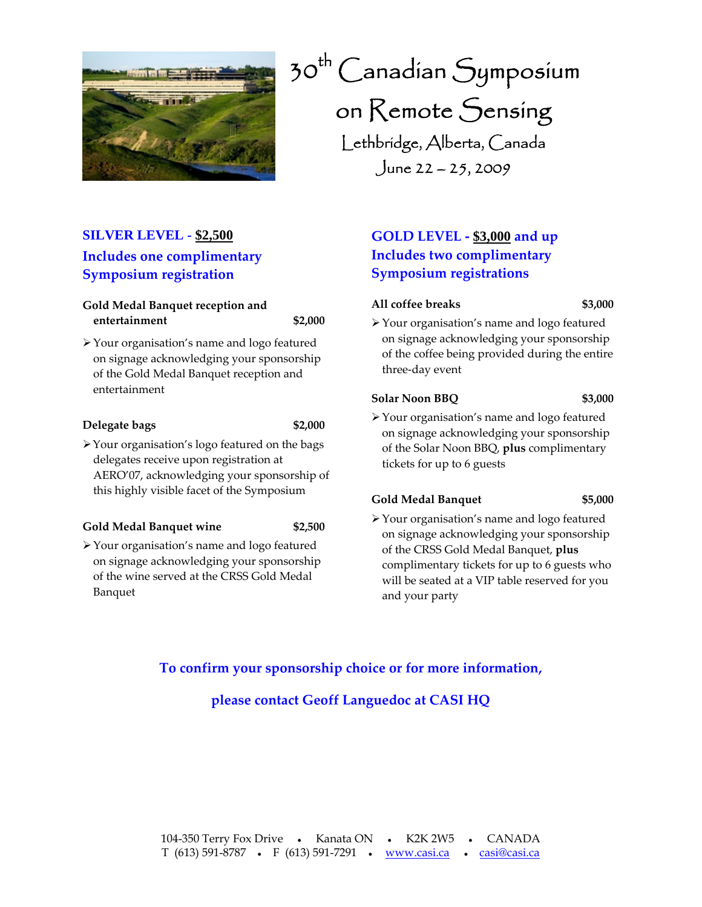# 30th Canadian Symposium on Remote Sensing

Lethbridge, Alberta, Canada

June 22 – 25, 2009

## SILVER LEVEL - $2,500
## Includes one complimentary Symposium registration

**Gold Medal Banquet reception and entertainment** **$2,000**

- Your organisation's name and logo featured on signage acknowledging your sponsorship of the Gold Medal Banquet reception and entertainment

**Delegate bags** **$2,000**

- Your organisation's logo featured on the bags delegates receive upon registration at AERO'07, acknowledging your sponsorship of this highly visible facet of the Symposium

**Gold Medal Banquet wine** **$2,500**

- Your organisation's name and logo featured on signage acknowledging your sponsorship of the wine served at the CRSS Gold Medal Banquet

## GOLD LEVEL - $3,000 and up
## Includes two complimentary Symposium registrations

**All coffee breaks** **$3,000**

- Your organisation's name and logo featured on signage acknowledging your sponsorship of the coffee being provided during the entire three-day event

**Solar Noon BBQ** **$3,000**

- Your organisation's name and logo featured on signage acknowledging your sponsorship of the Solar Noon BBQ, **plus** complimentary tickets for up to 6 guests

**Gold Medal Banquet** **$5,000**

- Your organisation's name and logo featured on signage acknowledging your sponsorship of the CRSS Gold Medal Banquet, **plus** complimentary tickets for up to 6 guests who will be seated at a VIP table reserved for you and your party

**To confirm your sponsorship choice or for more information,**

**please contact Geoff Languedoc at CASI HQ**

104-350 Terry Fox Drive • Kanata ON • K2K 2W5 • CANADA
T (613) 591-8787 • F (613) 591-7291 • www.casi.ca • casi@casi.ca